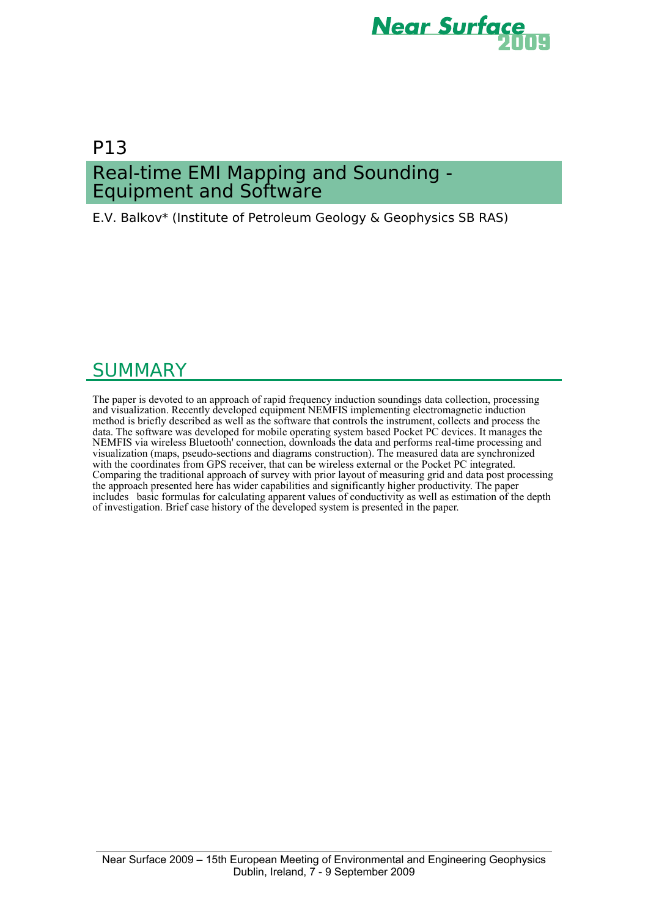P13

# Real-time EMI Mapping and Sounding - Equipment and Software

E.V. Balkov* (Institute of Petroleum Geology & Geophysics SB RAS)

## SUMMARY

The paper is devoted to an approach of rapid frequency induction soundings data collection, processing and visualization. Recently developed equipment NEMFIS implementing electromagnetic induction method is briefly described as well as the software that controls the instrument, collects and process the data. The software was developed for mobile operating system based Pocket PC devices. It manages the NEMFIS via wireless Bluetooth' connection, downloads the data and performs real-time processing and visualization (maps, pseudo-sections and diagrams construction). The measured data are synchronized with the coordinates from GPS receiver, that can be wireless external or the Pocket PC integrated. Comparing the traditional approach of survey with prior layout of measuring grid and data post processing the approach presented here has wider capabilities and significantly higher productivity. The paper includes basic formulas for calculating apparent values of conductivity as well as estimation of the depth of investigation. Brief case history of the developed system is presented in the paper.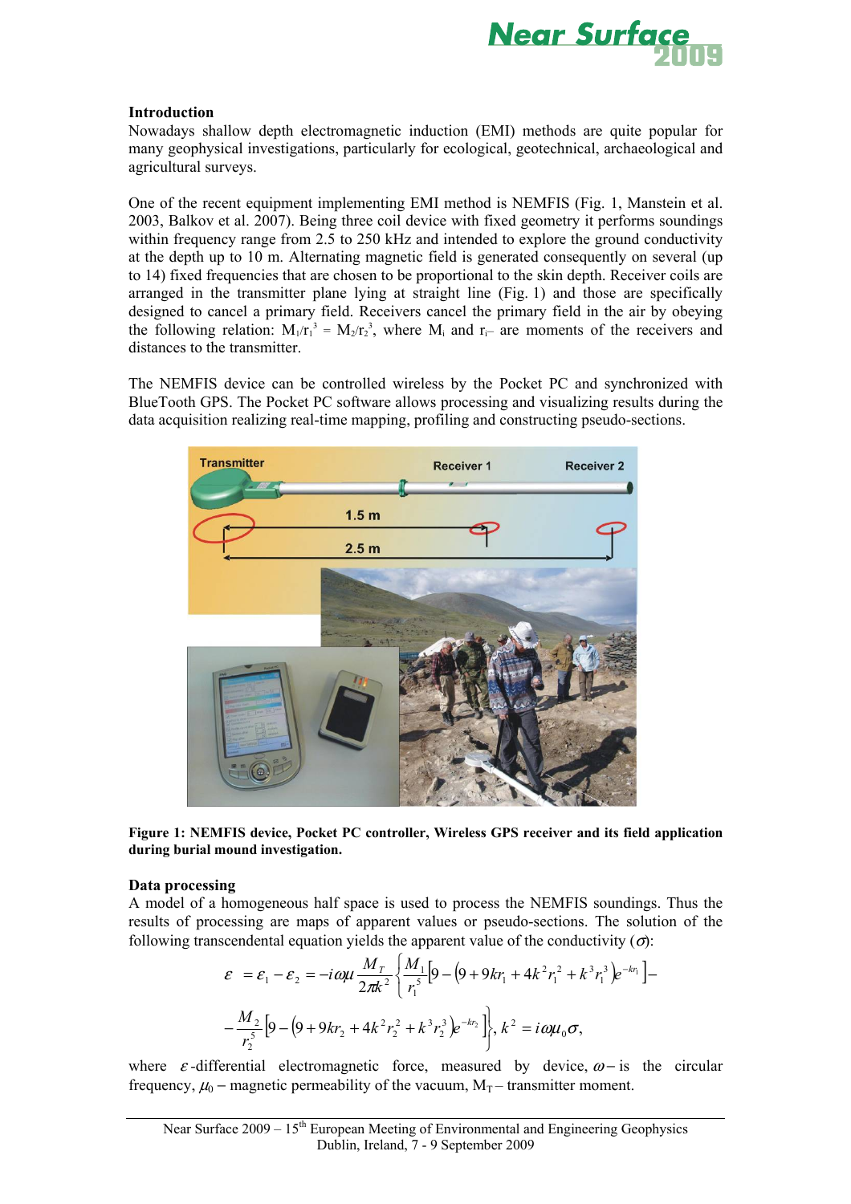## Introduction

Nowadays shallow depth electromagnetic induction (EMI) methods are quite popular for many geophysical investigations, particularly for ecological, geotechnical, archaeological and agricultural surveys.

One of the recent equipment implementing EMI method is NEMFIS (Fig. 1, Manstein et al. 2003, Balkov et al. 2007). Being three coil device with fixed geometry it performs soundings within frequency range from 2.5 to 250 kHz and intended to explore the ground conductivity at the depth up to 10 m. Alternating magnetic field is generated consequently on several (up to 14) fixed frequencies that are chosen to be proportional to the skin depth. Receiver coils are arranged in the transmitter plane lying at straight line (Fig. 1) and those are specifically designed to cancel a primary field. Receivers cancel the primary field in the air by obeying the following relation: $M_1/r_1^3 = M_2/r_2^3$, where $M_i$ and $r_i$– are moments of the receivers and distances to the transmitter.

The NEMFIS device can be controlled wireless by the Pocket PC and synchronized with BlueTooth GPS. The Pocket PC software allows processing and visualizing results during the data acquisition realizing real-time mapping, profiling and constructing pseudo-sections.

**Figure 1: NEMFIS device, Pocket PC controller, Wireless GPS receiver and its field application during burial mound investigation.**

## Data processing

A model of a homogeneous half space is used to process the NEMFIS soundings. Thus the results of processing are maps of apparent values or pseudo-sections. The solution of the following transcendental equation yields the apparent value of the conductivity ($\sigma$):

$$\varepsilon = \varepsilon_1 - \varepsilon_2 = -i\omega\mu \frac{M_T}{2\pi k^2}\left\{\frac{M_1}{r_1^5}\left[9 - \left(9 + 9kr_1 + 4k^2 r_1^2 + k^3 r_1^3\right)e^{-kr_1}\right] - \right.$$

$$\left. - \frac{M_2}{r_2^5}\left[9 - \left(9 + 9kr_2 + 4k^2 r_2^2 + k^3 r_2^3\right)e^{-kr_2}\right]\right\},\ k^2 = i\omega\mu_0\sigma,$$

where $\varepsilon$-differential electromagnetic force, measured by device, $\omega$ – is the circular frequency, $\mu_0$ – magnetic permeability of the vacuum, $M_T$ – transmitter moment.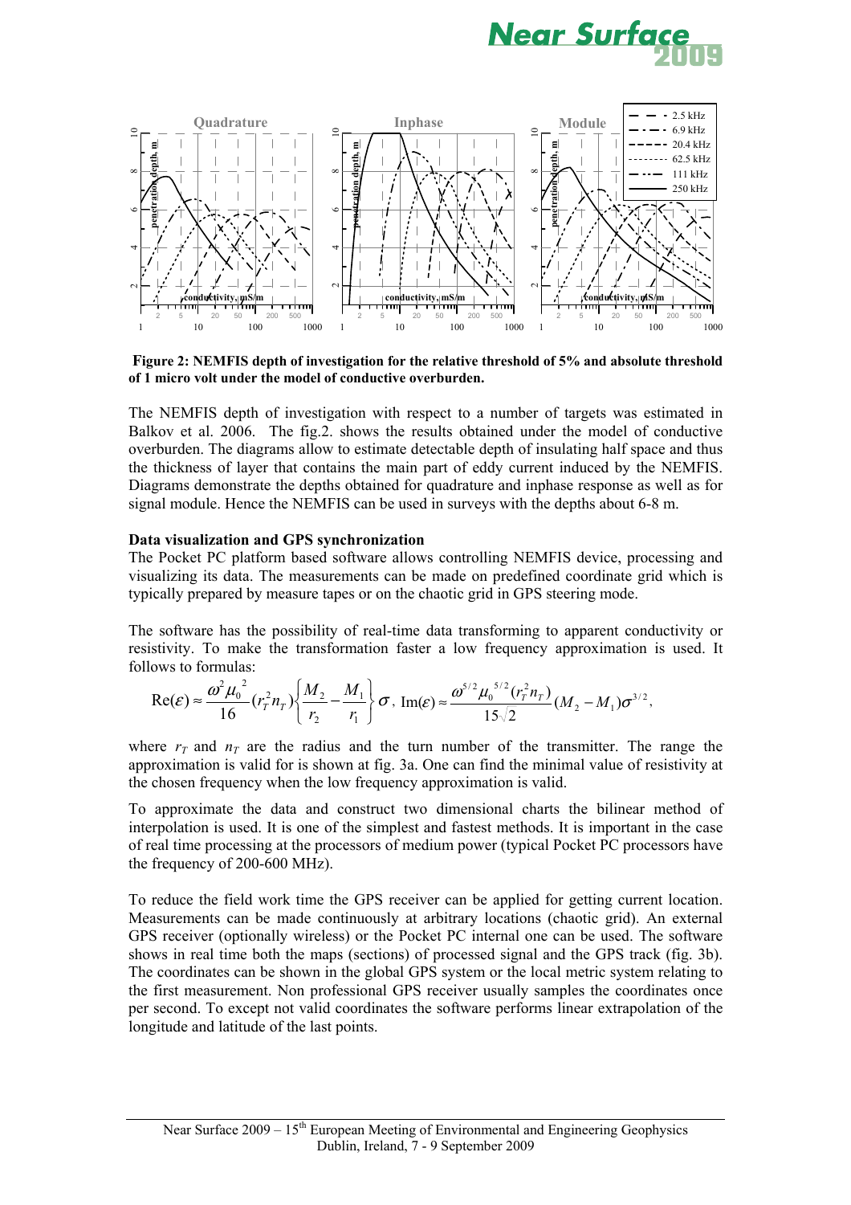**Figure 2: NEMFIS depth of investigation for the relative threshold of 5% and absolute threshold of 1 micro volt under the model of conductive overburden.**

The NEMFIS depth of investigation with respect to a number of targets was estimated in Balkov et al. 2006. The fig.2. shows the results obtained under the model of conductive overburden. The diagrams allow to estimate detectable depth of insulating half space and thus the thickness of layer that contains the main part of eddy current induced by the NEMFIS. Diagrams demonstrate the depths obtained for quadrature and inphase response as well as for signal module. Hence the NEMFIS can be used in surveys with the depths about 6-8 m.

**Data visualization and GPS synchronization**

The Pocket PC platform based software allows controlling NEMFIS device, processing and visualizing its data. The measurements can be made on predefined coordinate grid which is typically prepared by measure tapes or on the chaotic grid in GPS steering mode.

The software has the possibility of real-time data transforming to apparent conductivity or resistivity. To make the transformation faster a low frequency approximation is used. It follows to formulas:

$$\mathrm{Re}(\varepsilon) \approx \frac{\omega^2 \mu_0^{\ 2}}{16}(r_T^2 n_T)\left\{\frac{M_2}{r_2} - \frac{M_1}{r_1}\right\}\sigma,\ \mathrm{Im}(\varepsilon) \approx \frac{\omega^{5/2} \mu_0^{\ 5/2}(r_T^2 n_T)}{15\sqrt{2}}(M_2 - M_1)\sigma^{3/2},$$

where $r_T$ and $n_T$ are the radius and the turn number of the transmitter. The range the approximation is valid for is shown at fig. 3a. One can find the minimal value of resistivity at the chosen frequency when the low frequency approximation is valid.

To approximate the data and construct two dimensional charts the bilinear method of interpolation is used. It is one of the simplest and fastest methods. It is important in the case of real time processing at the processors of medium power (typical Pocket PC processors have the frequency of 200-600 MHz).

To reduce the field work time the GPS receiver can be applied for getting current location. Measurements can be made continuously at arbitrary locations (chaotic grid). An external GPS receiver (optionally wireless) or the Pocket PC internal one can be used. The software shows in real time both the maps (sections) of processed signal and the GPS track (fig. 3b). The coordinates can be shown in the global GPS system or the local metric system relating to the first measurement. Non professional GPS receiver usually samples the coordinates once per second. To except not valid coordinates the software performs linear extrapolation of the longitude and latitude of the last points.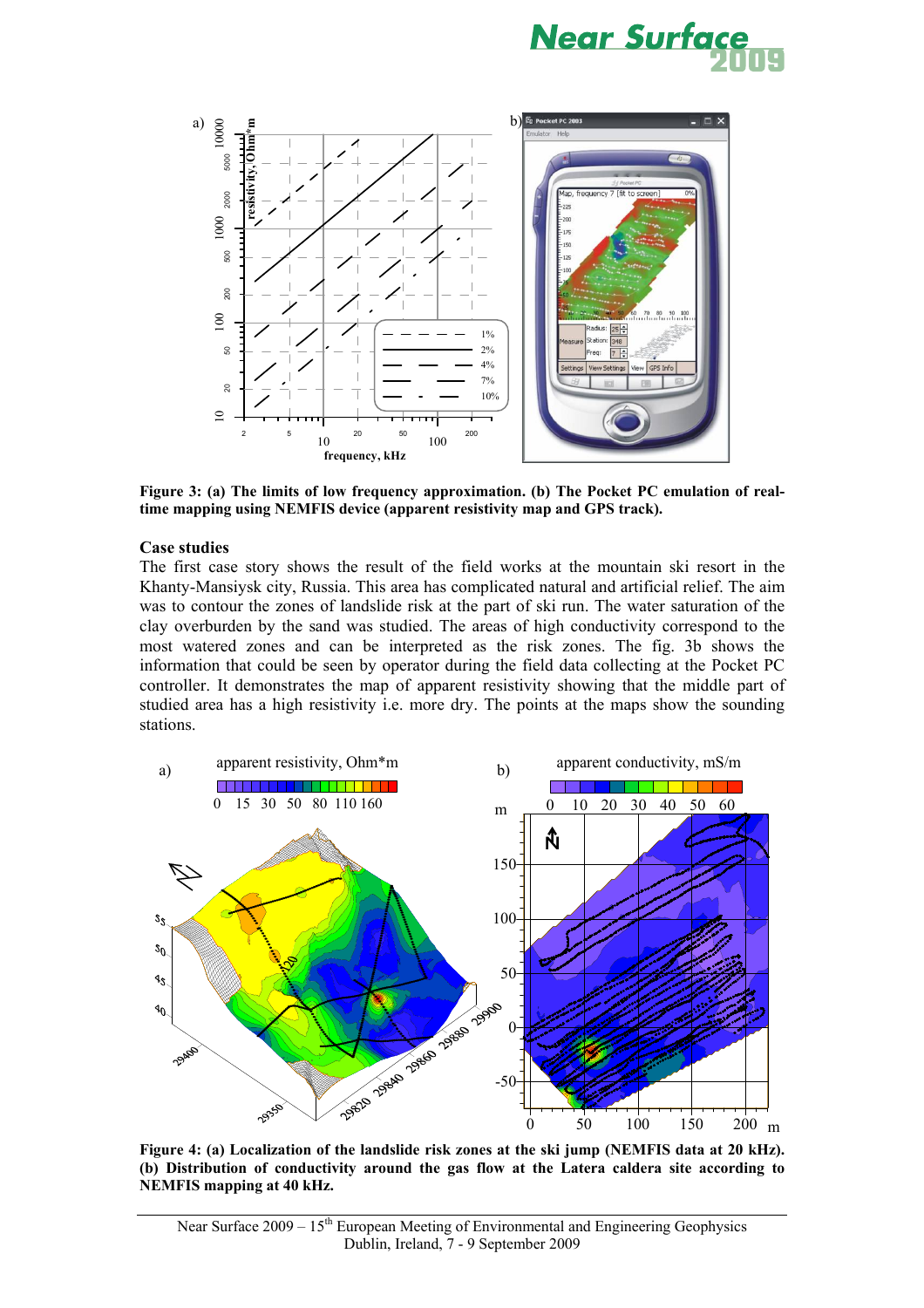Figure 3: (a) The limits of low frequency approximation. (b) The Pocket PC emulation of real-time mapping using NEMFIS device (apparent resistivity map and GPS track).

## Case studies

The first case story shows the result of the field works at the mountain ski resort in the Khanty-Mansiysk city, Russia. This area has complicated natural and artificial relief. The aim was to contour the zones of landslide risk at the part of ski run. The water saturation of the clay overburden by the sand was studied. The areas of high conductivity correspond to the most watered zones and can be interpreted as the risk zones. The fig. 3b shows the information that could be seen by operator during the field data collecting at the Pocket PC controller. It demonstrates the map of apparent resistivity showing that the middle part of studied area has a high resistivity i.e. more dry. The points at the maps show the sounding stations.

Figure 4: (a) Localization of the landslide risk zones at the ski jump (NEMFIS data at 20 kHz). (b) Distribution of conductivity around the gas flow at the Latera caldera site according to NEMFIS mapping at 40 kHz.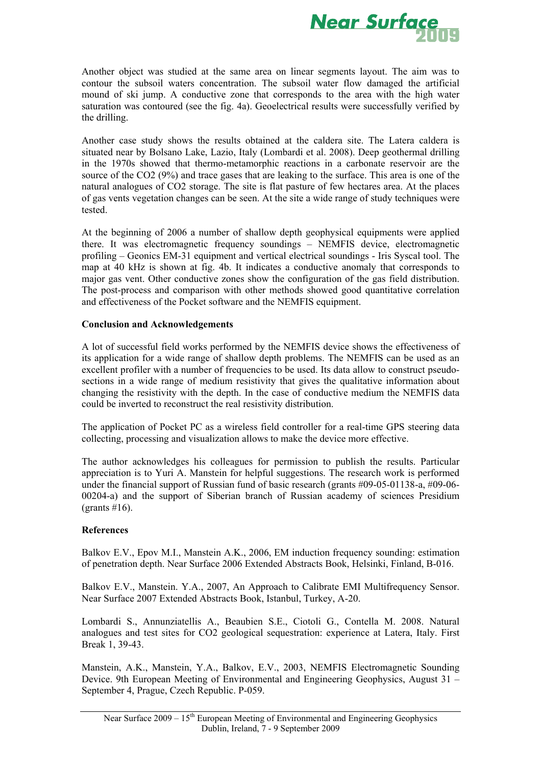Another object was studied at the same area on linear segments layout. The aim was to contour the subsoil waters concentration. The subsoil water flow damaged the artificial mound of ski jump. A conductive zone that corresponds to the area with the high water saturation was contoured (see the fig. 4a). Geoelectrical results were successfully verified by the drilling.

Another case study shows the results obtained at the caldera site. The Latera caldera is situated near by Bolsano Lake, Lazio, Italy (Lombardi et al. 2008). Deep geothermal drilling in the 1970s showed that thermo-metamorphic reactions in a carbonate reservoir are the source of the $CO_2$ (9%) and trace gases that are leaking to the surface. This area is one of the natural analogues of $CO_2$ storage. The site is flat pasture of few hectares area. At the places of gas vents vegetation changes can be seen. At the site a wide range of study techniques were tested.

At the beginning of 2006 a number of shallow depth geophysical equipments were applied there. It was electromagnetic frequency soundings – NEMFIS device, electromagnetic profiling – Geonics EM-31 equipment and vertical electrical soundings - Iris Syscal tool. The map at 40 kHz is shown at fig. 4b. It indicates a conductive anomaly that corresponds to major gas vent. Other conductive zones show the configuration of the gas field distribution. The post-process and comparison with other methods showed good quantitative correlation and effectiveness of the Pocket software and the NEMFIS equipment.

**Conclusion and Acknowledgements**

A lot of successful field works performed by the NEMFIS device shows the effectiveness of its application for a wide range of shallow depth problems. The NEMFIS can be used as an excellent profiler with a number of frequencies to be used. Its data allow to construct pseudo-sections in a wide range of medium resistivity that gives the qualitative information about changing the resistivity with the depth. In the case of conductive medium the NEMFIS data could be inverted to reconstruct the real resistivity distribution.

The application of Pocket PC as a wireless field controller for a real-time GPS steering data collecting, processing and visualization allows to make the device more effective.

The author acknowledges his colleagues for permission to publish the results. Particular appreciation is to Yuri A. Manstein for helpful suggestions. The research work is performed under the financial support of Russian fund of basic research (grants #09-05-01138-a, #09-06-00204-a) and the support of Siberian branch of Russian academy of sciences Presidium (grants #16).

**References**

Balkov E.V., Epov M.I., Manstein A.K., 2006, EM induction frequency sounding: estimation of penetration depth. Near Surface 2006 Extended Abstracts Book, Helsinki, Finland, B-016.

Balkov E.V., Manstein. Y.A., 2007, An Approach to Calibrate EMI Multifrequency Sensor. Near Surface 2007 Extended Abstracts Book, Istanbul, Turkey, A-20.

Lombardi S., Annunziatellis A., Beaubien S.E., Ciotoli G., Contella M. 2008. Natural analogues and test sites for CO2 geological sequestration: experience at Latera, Italy. First Break 1, 39-43.

Manstein, A.K., Manstein, Y.A., Balkov, E.V., 2003, NEMFIS Electromagnetic Sounding Device. 9th European Meeting of Environmental and Engineering Geophysics, August 31 – September 4, Prague, Czech Republic. P-059.